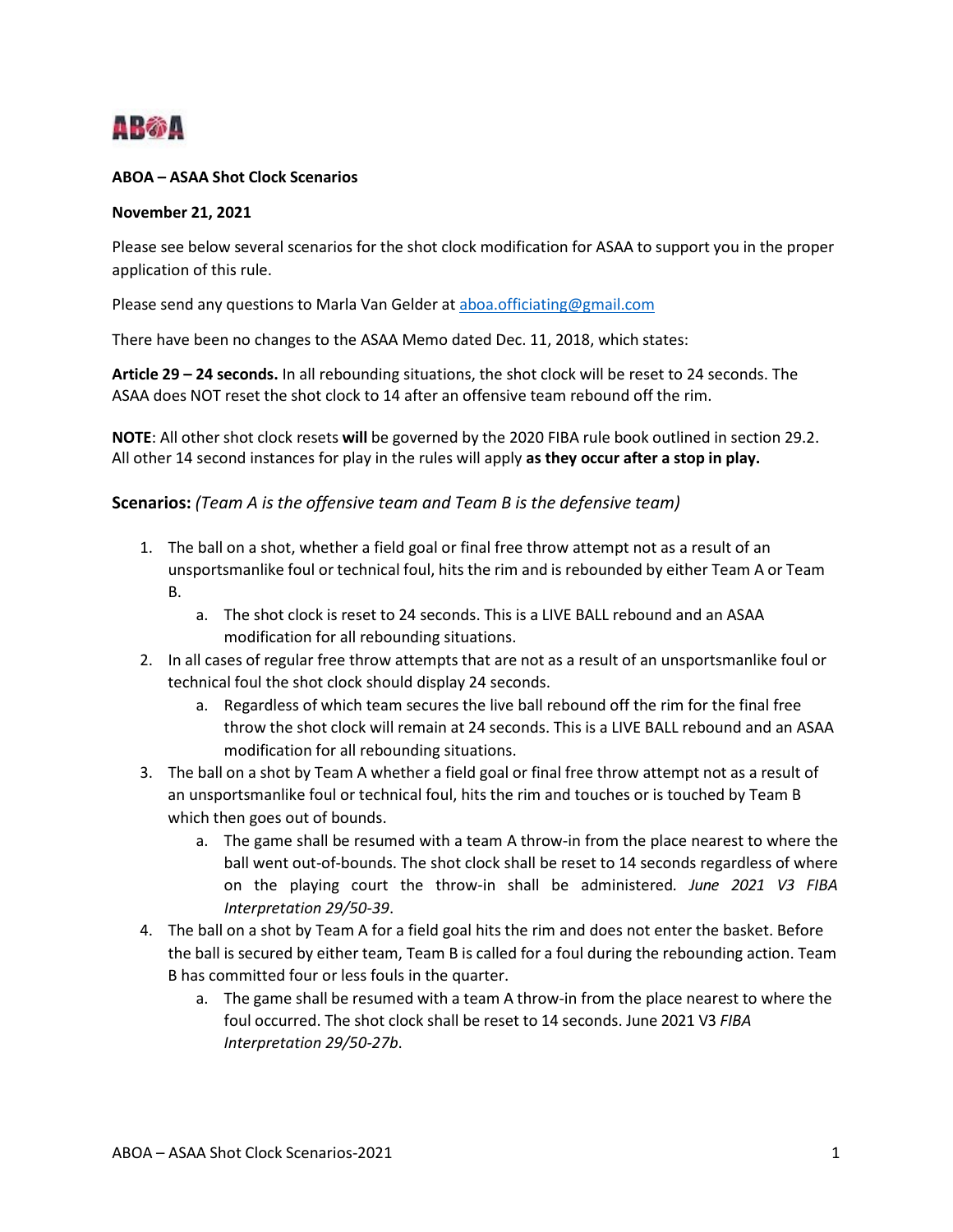**ABOA – ASAA Shot Clock Scenarios**

**November 21, 2021**

Please see below several scenarios for the shot clock modification for ASAA to support you in the proper application of this rule.

Please send any questions to Marla Van Gelder at aboa.officiating@gmail.com

There have been no changes to the ASAA Memo dated Dec. 11, 2018, which states:

**Article 29 – 24 seconds.** In all rebounding situations, the shot clock will be reset to 24 seconds. The ASAA does NOT reset the shot clock to 14 after an offensive team rebound off the rim.

**NOTE**: All other shot clock resets **will** be governed by the 2020 FIBA rule book outlined in section 29.2. All other 14 second instances for play in the rules will apply **as they occur after a stop in play.**

### Scenarios: *(Team A is the offensive team and Team B is the defensive team)*

1. The ball on a shot, whether a field goal or final free throw attempt not as a result of an unsportsmanlike foul or technical foul, hits the rim and is rebounded by either Team A or Team B.
   a. The shot clock is reset to 24 seconds. This is a LIVE BALL rebound and an ASAA modification for all rebounding situations.
2. In all cases of regular free throw attempts that are not as a result of an unsportsmanlike foul or technical foul the shot clock should display 24 seconds.
   a. Regardless of which team secures the live ball rebound off the rim for the final free throw the shot clock will remain at 24 seconds. This is a LIVE BALL rebound and an ASAA modification for all rebounding situations.
3. The ball on a shot by Team A whether a field goal or final free throw attempt not as a result of an unsportsmanlike foul or technical foul, hits the rim and touches or is touched by Team B which then goes out of bounds.
   a. The game shall be resumed with a team A throw-in from the place nearest to where the ball went out-of-bounds. The shot clock shall be reset to 14 seconds regardless of where on the playing court the throw-in shall be administered. *June 2021 V3 FIBA Interpretation 29/50-39*.
4. The ball on a shot by Team A for a field goal hits the rim and does not enter the basket. Before the ball is secured by either team, Team B is called for a foul during the rebounding action. Team B has committed four or less fouls in the quarter.
   a. The game shall be resumed with a team A throw-in from the place nearest to where the foul occurred. The shot clock shall be reset to 14 seconds. June 2021 V3 *FIBA Interpretation 29/50-27b*.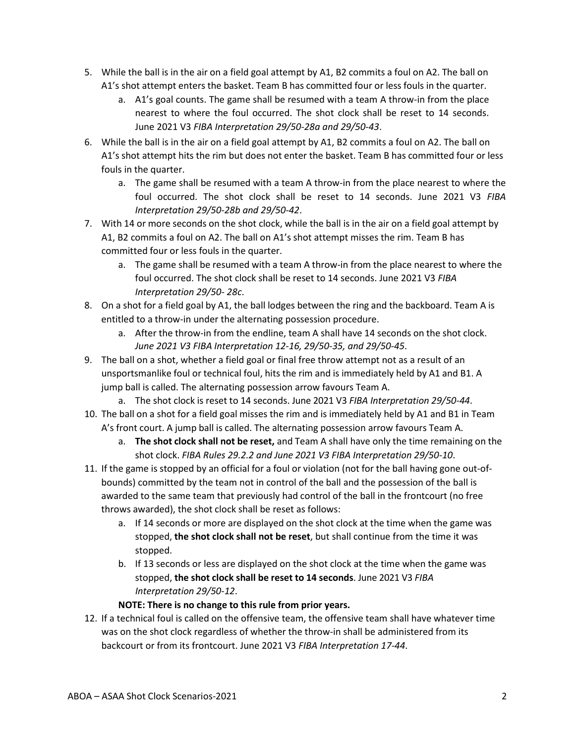5. While the ball is in the air on a field goal attempt by A1, B2 commits a foul on A2. The ball on A1's shot attempt enters the basket. Team B has committed four or less fouls in the quarter.
   a. A1's goal counts. The game shall be resumed with a team A throw-in from the place nearest to where the foul occurred. The shot clock shall be reset to 14 seconds. June 2021 V3 *FIBA Interpretation 29/50-28a and 29/50-43*.
6. While the ball is in the air on a field goal attempt by A1, B2 commits a foul on A2. The ball on A1's shot attempt hits the rim but does not enter the basket. Team B has committed four or less fouls in the quarter.
   a. The game shall be resumed with a team A throw-in from the place nearest to where the foul occurred. The shot clock shall be reset to 14 seconds. June 2021 V3 *FIBA Interpretation 29/50-28b and 29/50-42*.
7. With 14 or more seconds on the shot clock, while the ball is in the air on a field goal attempt by A1, B2 commits a foul on A2. The ball on A1's shot attempt misses the rim. Team B has committed four or less fouls in the quarter.
   a. The game shall be resumed with a team A throw-in from the place nearest to where the foul occurred. The shot clock shall be reset to 14 seconds. June 2021 V3 *FIBA Interpretation 29/50- 28c*.
8. On a shot for a field goal by A1, the ball lodges between the ring and the backboard. Team A is entitled to a throw-in under the alternating possession procedure.
   a. After the throw-in from the endline, team A shall have 14 seconds on the shot clock. *June 2021 V3 FIBA Interpretation 12-16, 29/50-35, and 29/50-45*.
9. The ball on a shot, whether a field goal or final free throw attempt not as a result of an unsportsmanlike foul or technical foul, hits the rim and is immediately held by A1 and B1. A jump ball is called. The alternating possession arrow favours Team A.
   a. The shot clock is reset to 14 seconds. June 2021 V3 *FIBA Interpretation 29/50-44*.
10. The ball on a shot for a field goal misses the rim and is immediately held by A1 and B1 in Team A's front court. A jump ball is called. The alternating possession arrow favours Team A.
    a. **The shot clock shall not be reset,** and Team A shall have only the time remaining on the shot clock. *FIBA Rules 29.2.2 and June 2021 V3 FIBA Interpretation 29/50-10*.
11. If the game is stopped by an official for a foul or violation (not for the ball having gone out-of-bounds) committed by the team not in control of the ball and the possession of the ball is awarded to the same team that previously had control of the ball in the frontcourt (no free throws awarded), the shot clock shall be reset as follows:
    a. If 14 seconds or more are displayed on the shot clock at the time when the game was stopped, **the shot clock shall not be reset**, but shall continue from the time it was stopped.
    b. If 13 seconds or less are displayed on the shot clock at the time when the game was stopped, **the shot clock shall be reset to 14 seconds**. June 2021 V3 *FIBA Interpretation 29/50-12*.

    **NOTE: There is no change to this rule from prior years.**
12. If a technical foul is called on the offensive team, the offensive team shall have whatever time was on the shot clock regardless of whether the throw-in shall be administered from its backcourt or from its frontcourt. June 2021 V3 *FIBA Interpretation 17-44*.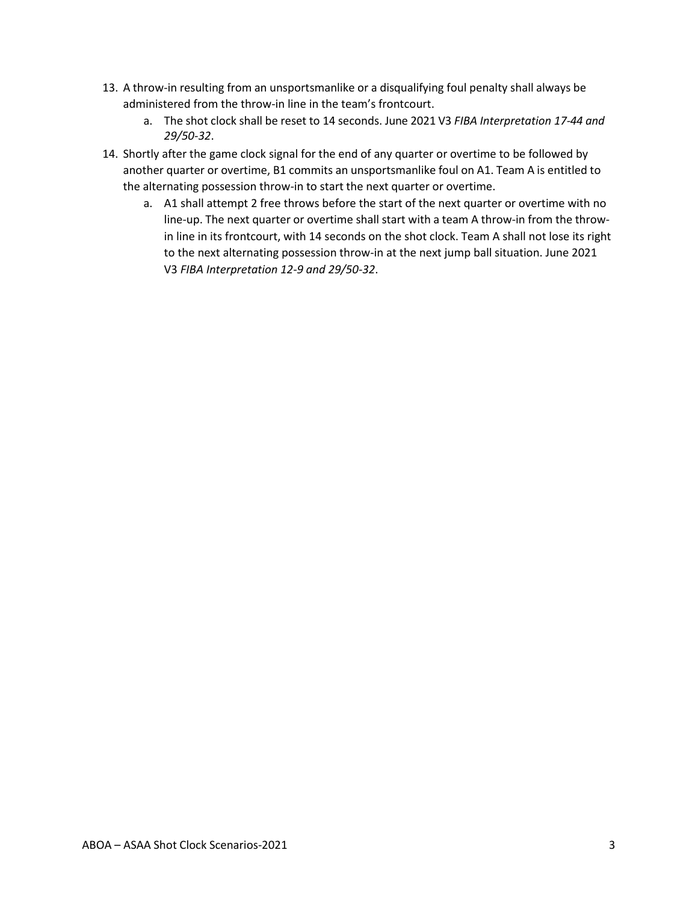13. A throw-in resulting from an unsportsmanlike or a disqualifying foul penalty shall always be administered from the throw-in line in the team's frontcourt.
    a. The shot clock shall be reset to 14 seconds. June 2021 V3 *FIBA Interpretation 17-44 and 29/50-32*.
14. Shortly after the game clock signal for the end of any quarter or overtime to be followed by another quarter or overtime, B1 commits an unsportsmanlike foul on A1. Team A is entitled to the alternating possession throw-in to start the next quarter or overtime.
    a. A1 shall attempt 2 free throws before the start of the next quarter or overtime with no line-up. The next quarter or overtime shall start with a team A throw-in from the throw-in line in its frontcourt, with 14 seconds on the shot clock. Team A shall not lose its right to the next alternating possession throw-in at the next jump ball situation. June 2021 V3 *FIBA Interpretation 12-9 and 29/50-32*.